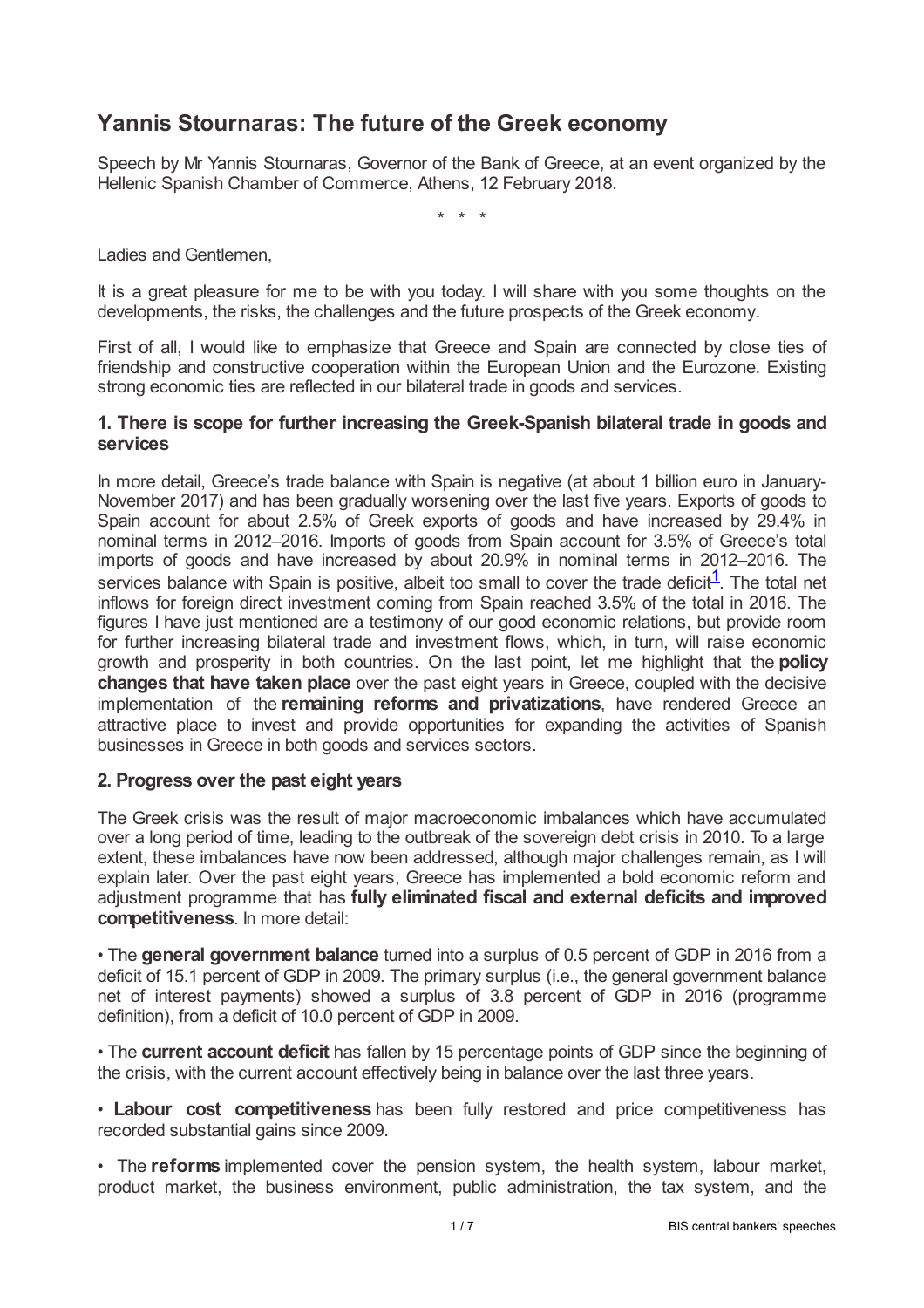# Yannis Stournaras: The future of the Greek economy

Speech by Mr Yannis Stournaras, Governor of the Bank of Greece, at an event organized by the Hellenic Spanish Chamber of Commerce, Athens, 12 February 2018.

\* \* \*

Ladies and Gentlemen,

It is a great pleasure for me to be with you today. I will share with you some thoughts on the developments, the risks, the challenges and the future prospects of the Greek economy.

First of all, I would like to emphasize that Greece and Spain are connected by close ties of friendship and constructive cooperation within the European Union and the Eurozone. Existing strong economic ties are reflected in our bilateral trade in goods and services.

### 1. There is scope for further increasing the Greek-Spanish bilateral trade in goods and services

In more detail, Greece's trade balance with Spain is negative (at about 1 billion euro in January-November 2017) and has been gradually worsening over the last five years. Exports of goods to Spain account for about 2.5% of Greek exports of goods and have increased by 29.4% in nominal terms in 2012–2016. Imports of goods from Spain account for 3.5% of Greece's total imports of goods and have increased by about 20.9% in nominal terms in 2012–2016. The services balance with Spain is positive, albeit too small to cover the trade deficit[1]. The total net inflows for foreign direct investment coming from Spain reached 3.5% of the total in 2016. The figures I have just mentioned are a testimony of our good economic relations, but provide room for further increasing bilateral trade and investment flows, which, in turn, will raise economic growth and prosperity in both countries. On the last point, let me highlight that the **policy changes that have taken place** over the past eight years in Greece, coupled with the decisive implementation of the **remaining reforms and privatizations**, have rendered Greece an attractive place to invest and provide opportunities for expanding the activities of Spanish businesses in Greece in both goods and services sectors.

### 2. Progress over the past eight years

The Greek crisis was the result of major macroeconomic imbalances which have accumulated over a long period of time, leading to the outbreak of the sovereign debt crisis in 2010. To a large extent, these imbalances have now been addressed, although major challenges remain, as I will explain later. Over the past eight years, Greece has implemented a bold economic reform and adjustment programme that has **fully eliminated fiscal and external deficits and improved competitiveness**. In more detail:

- The **general government balance** turned into a surplus of 0.5 percent of GDP in 2016 from a deficit of 15.1 percent of GDP in 2009. The primary surplus (i.e., the general government balance net of interest payments) showed a surplus of 3.8 percent of GDP in 2016 (programme definition), from a deficit of 10.0 percent of GDP in 2009.

- The **current account deficit** has fallen by 15 percentage points of GDP since the beginning of the crisis, with the current account effectively being in balance over the last three years.

- **Labour cost competitiveness** has been fully restored and price competitiveness has recorded substantial gains since 2009.

- The **reforms** implemented cover the pension system, the health system, labour market, product market, the business environment, public administration, the tax system, and the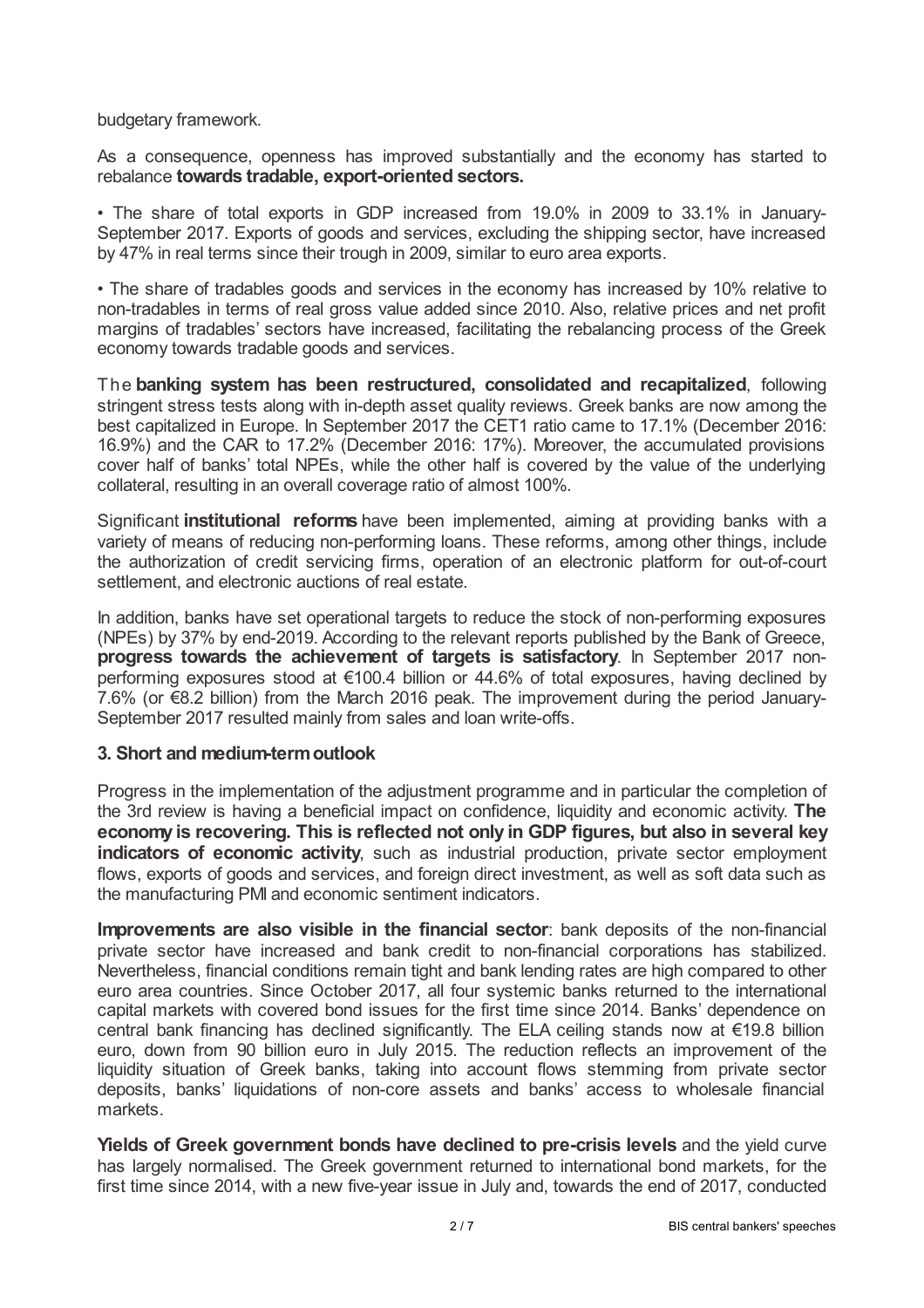budgetary framework.

As a consequence, openness has improved substantially and the economy has started to rebalance **towards tradable, export-oriented sectors.**

• The share of total exports in GDP increased from 19.0% in 2009 to 33.1% in January-September 2017. Exports of goods and services, excluding the shipping sector, have increased by 47% in real terms since their trough in 2009, similar to euro area exports.

• The share of tradables goods and services in the economy has increased by 10% relative to non-tradables in terms of real gross value added since 2010. Also, relative prices and net profit margins of tradables' sectors have increased, facilitating the rebalancing process of the Greek economy towards tradable goods and services.

The **banking system has been restructured, consolidated and recapitalized**, following stringent stress tests along with in-depth asset quality reviews. Greek banks are now among the best capitalized in Europe. In September 2017 the CET1 ratio came to 17.1% (December 2016: 16.9%) and the CAR to 17.2% (December 2016: 17%). Moreover, the accumulated provisions cover half of banks' total NPEs, while the other half is covered by the value of the underlying collateral, resulting in an overall coverage ratio of almost 100%.

Significant **institutional reforms** have been implemented, aiming at providing banks with a variety of means of reducing non-performing loans. These reforms, among other things, include the authorization of credit servicing firms, operation of an electronic platform for out-of-court settlement, and electronic auctions of real estate.

In addition, banks have set operational targets to reduce the stock of non-performing exposures (NPEs) by 37% by end-2019. According to the relevant reports published by the Bank of Greece, **progress towards the achievement of targets is satisfactory**. In September 2017 non-performing exposures stood at €100.4 billion or 44.6% of total exposures, having declined by 7.6% (or €8.2 billion) from the March 2016 peak. The improvement during the period January-September 2017 resulted mainly from sales and loan write-offs.

### 3. Short and medium-term outlook

Progress in the implementation of the adjustment programme and in particular the completion of the 3rd review is having a beneficial impact on confidence, liquidity and economic activity. **The economy is recovering. This is reflected not only in GDP figures, but also in several key indicators of economic activity**, such as industrial production, private sector employment flows, exports of goods and services, and foreign direct investment, as well as soft data such as the manufacturing PMI and economic sentiment indicators.

**Improvements are also visible in the financial sector**: bank deposits of the non-financial private sector have increased and bank credit to non-financial corporations has stabilized. Nevertheless, financial conditions remain tight and bank lending rates are high compared to other euro area countries. Since October 2017, all four systemic banks returned to the international capital markets with covered bond issues for the first time since 2014. Banks' dependence on central bank financing has declined significantly. The ELA ceiling stands now at €19.8 billion euro, down from 90 billion euro in July 2015. The reduction reflects an improvement of the liquidity situation of Greek banks, taking into account flows stemming from private sector deposits, banks' liquidations of non-core assets and banks' access to wholesale financial markets.

**Yields of Greek government bonds have declined to pre-crisis levels** and the yield curve has largely normalised. The Greek government returned to international bond markets, for the first time since 2014, with a new five-year issue in July and, towards the end of 2017, conducted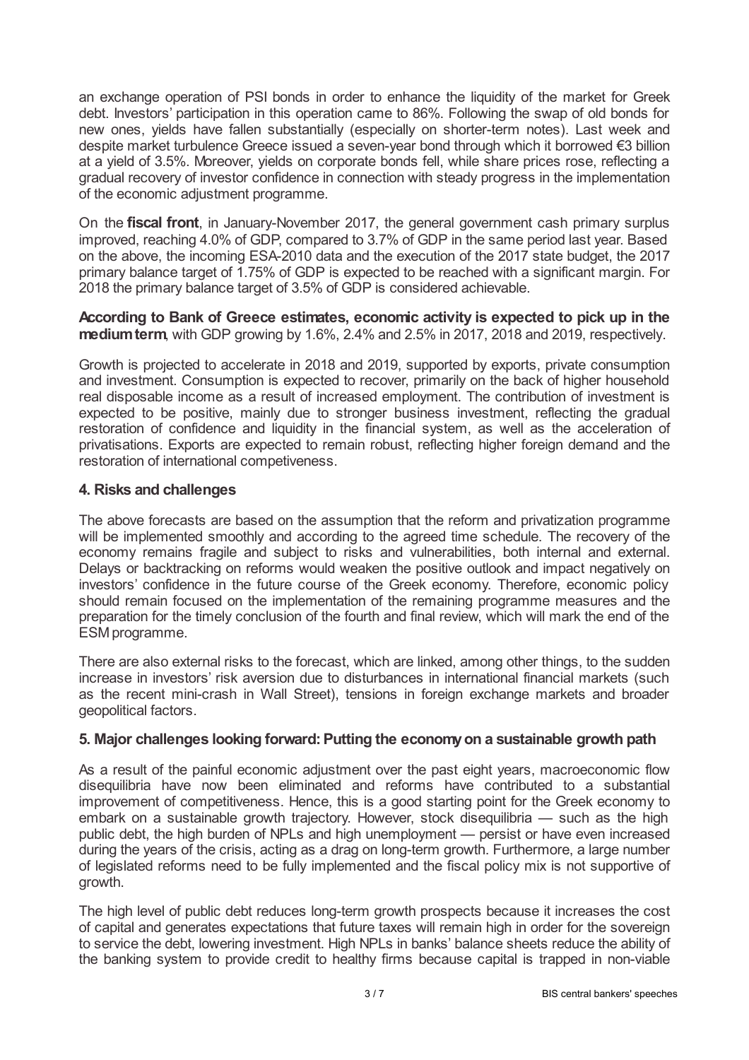an exchange operation of PSI bonds in order to enhance the liquidity of the market for Greek debt. Investors' participation in this operation came to 86%. Following the swap of old bonds for new ones, yields have fallen substantially (especially on shorter-term notes). Last week and despite market turbulence Greece issued a seven-year bond through which it borrowed €3 billion at a yield of 3.5%. Moreover, yields on corporate bonds fell, while share prices rose, reflecting a gradual recovery of investor confidence in connection with steady progress in the implementation of the economic adjustment programme.

On the **fiscal front**, in January-November 2017, the general government cash primary surplus improved, reaching 4.0% of GDP, compared to 3.7% of GDP in the same period last year. Based on the above, the incoming ESA-2010 data and the execution of the 2017 state budget, the 2017 primary balance target of 1.75% of GDP is expected to be reached with a significant margin. For 2018 the primary balance target of 3.5% of GDP is considered achievable.

**According to Bank of Greece estimates, economic activity is expected to pick up in the medium term**, with GDP growing by 1.6%, 2.4% and 2.5% in 2017, 2018 and 2019, respectively.

Growth is projected to accelerate in 2018 and 2019, supported by exports, private consumption and investment. Consumption is expected to recover, primarily on the back of higher household real disposable income as a result of increased employment. The contribution of investment is expected to be positive, mainly due to stronger business investment, reflecting the gradual restoration of confidence and liquidity in the financial system, as well as the acceleration of privatisations. Exports are expected to remain robust, reflecting higher foreign demand and the restoration of international competiveness.

## 4. Risks and challenges

The above forecasts are based on the assumption that the reform and privatization programme will be implemented smoothly and according to the agreed time schedule. The recovery of the economy remains fragile and subject to risks and vulnerabilities, both internal and external. Delays or backtracking on reforms would weaken the positive outlook and impact negatively on investors' confidence in the future course of the Greek economy. Therefore, economic policy should remain focused on the implementation of the remaining programme measures and the preparation for the timely conclusion of the fourth and final review, which will mark the end of the ESM programme.

There are also external risks to the forecast, which are linked, among other things, to the sudden increase in investors' risk aversion due to disturbances in international financial markets (such as the recent mini-crash in Wall Street), tensions in foreign exchange markets and broader geopolitical factors.

## 5. Major challenges looking forward: Putting the economy on a sustainable growth path

As a result of the painful economic adjustment over the past eight years, macroeconomic flow disequilibria have now been eliminated and reforms have contributed to a substantial improvement of competitiveness. Hence, this is a good starting point for the Greek economy to embark on a sustainable growth trajectory. However, stock disequilibria — such as the high public debt, the high burden of NPLs and high unemployment — persist or have even increased during the years of the crisis, acting as a drag on long-term growth. Furthermore, a large number of legislated reforms need to be fully implemented and the fiscal policy mix is not supportive of growth.

The high level of public debt reduces long-term growth prospects because it increases the cost of capital and generates expectations that future taxes will remain high in order for the sovereign to service the debt, lowering investment. High NPLs in banks' balance sheets reduce the ability of the banking system to provide credit to healthy firms because capital is trapped in non-viable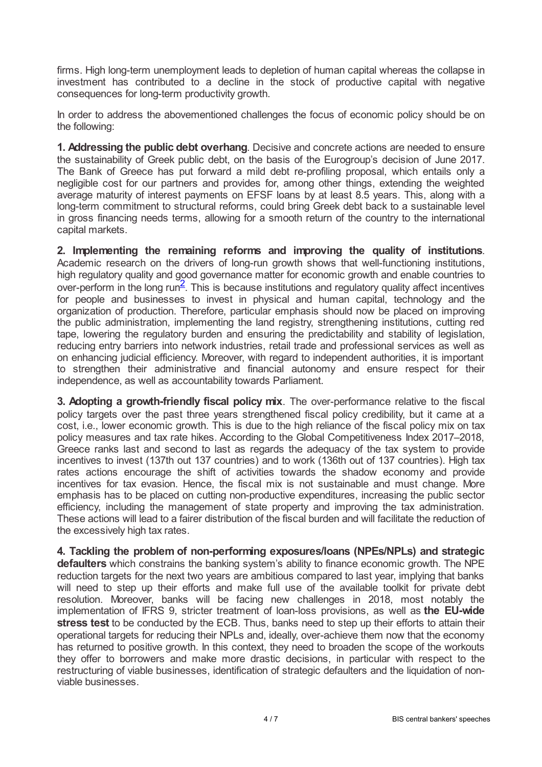firms. High long-term unemployment leads to depletion of human capital whereas the collapse in investment has contributed to a decline in the stock of productive capital with negative consequences for long-term productivity growth.

In order to address the abovementioned challenges the focus of economic policy should be on the following:

**1. Addressing the public debt overhang**. Decisive and concrete actions are needed to ensure the sustainability of Greek public debt, on the basis of the Eurogroup's decision of June 2017. The Bank of Greece has put forward a mild debt re-profiling proposal, which entails only a negligible cost for our partners and provides for, among other things, extending the weighted average maturity of interest payments on EFSF loans by at least 8.5 years. This, along with a long-term commitment to structural reforms, could bring Greek debt back to a sustainable level in gross financing needs terms, allowing for a smooth return of the country to the international capital markets.

**2. Implementing the remaining reforms and improving the quality of institutions**. Academic research on the drivers of long-run growth shows that well-functioning institutions, high regulatory quality and good governance matter for economic growth and enable countries to over-perform in the long run[2]. This is because institutions and regulatory quality affect incentives for people and businesses to invest in physical and human capital, technology and the organization of production. Therefore, particular emphasis should now be placed on improving the public administration, implementing the land registry, strengthening institutions, cutting red tape, lowering the regulatory burden and ensuring the predictability and stability of legislation, reducing entry barriers into network industries, retail trade and professional services as well as on enhancing judicial efficiency. Moreover, with regard to independent authorities, it is important to strengthen their administrative and financial autonomy and ensure respect for their independence, as well as accountability towards Parliament.

**3. Adopting a growth-friendly fiscal policy mix**. The over-performance relative to the fiscal policy targets over the past three years strengthened fiscal policy credibility, but it came at a cost, i.e., lower economic growth. This is due to the high reliance of the fiscal policy mix on tax policy measures and tax rate hikes. According to the Global Competitiveness Index 2017–2018, Greece ranks last and second to last as regards the adequacy of the tax system to provide incentives to invest (137th out 137 countries) and to work (136th out of 137 countries). High tax rates actions encourage the shift of activities towards the shadow economy and provide incentives for tax evasion. Hence, the fiscal mix is not sustainable and must change. More emphasis has to be placed on cutting non-productive expenditures, increasing the public sector efficiency, including the management of state property and improving the tax administration. These actions will lead to a fairer distribution of the fiscal burden and will facilitate the reduction of the excessively high tax rates.

**4. Tackling the problem of non-performing exposures/loans (NPEs/NPLs) and strategic defaulters** which constrains the banking system's ability to finance economic growth. The NPE reduction targets for the next two years are ambitious compared to last year, implying that banks will need to step up their efforts and make full use of the available toolkit for private debt resolution. Moreover, banks will be facing new challenges in 2018, most notably the implementation of IFRS 9, stricter treatment of loan-loss provisions, as well as **the EU-wide stress test** to be conducted by the ECB. Thus, banks need to step up their efforts to attain their operational targets for reducing their NPLs and, ideally, over-achieve them now that the economy has returned to positive growth. In this context, they need to broaden the scope of the workouts they offer to borrowers and make more drastic decisions, in particular with respect to the restructuring of viable businesses, identification of strategic defaulters and the liquidation of non-viable businesses.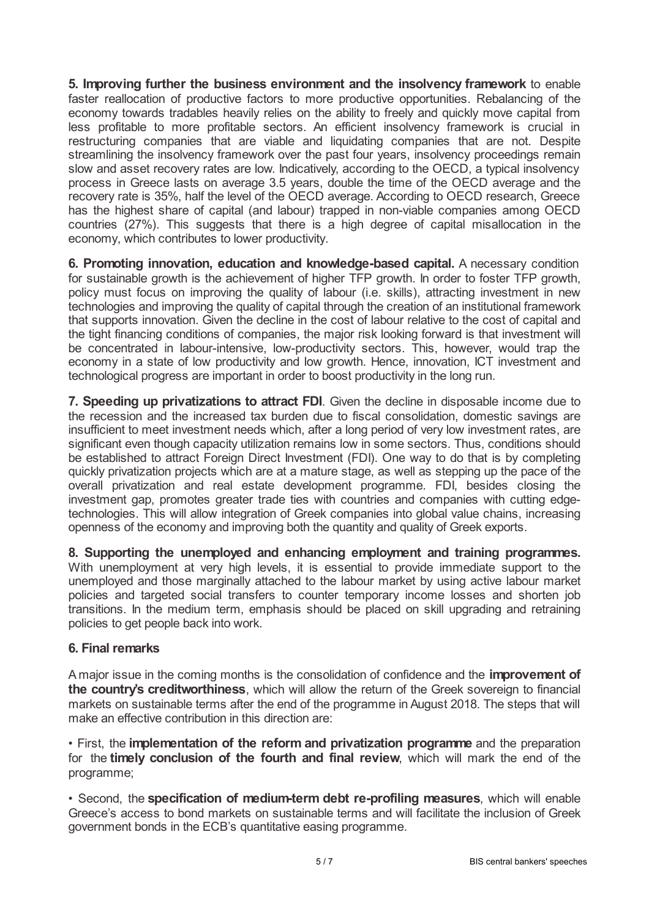**5. Improving further the business environment and the insolvency framework** to enable faster reallocation of productive factors to more productive opportunities. Rebalancing of the economy towards tradables heavily relies on the ability to freely and quickly move capital from less profitable to more profitable sectors. An efficient insolvency framework is crucial in restructuring companies that are viable and liquidating companies that are not. Despite streamlining the insolvency framework over the past four years, insolvency proceedings remain slow and asset recovery rates are low. Indicatively, according to the OECD, a typical insolvency process in Greece lasts on average 3.5 years, double the time of the OECD average and the recovery rate is 35%, half the level of the OECD average. According to OECD research, Greece has the highest share of capital (and labour) trapped in non-viable companies among OECD countries (27%). This suggests that there is a high degree of capital misallocation in the economy, which contributes to lower productivity.

**6. Promoting innovation, education and knowledge-based capital.** A necessary condition for sustainable growth is the achievement of higher TFP growth. In order to foster TFP growth, policy must focus on improving the quality of labour (i.e. skills), attracting investment in new technologies and improving the quality of capital through the creation of an institutional framework that supports innovation. Given the decline in the cost of labour relative to the cost of capital and the tight financing conditions of companies, the major risk looking forward is that investment will be concentrated in labour-intensive, low-productivity sectors. This, however, would trap the economy in a state of low productivity and low growth. Hence, innovation, ICT investment and technological progress are important in order to boost productivity in the long run.

**7. Speeding up privatizations to attract FDI**. Given the decline in disposable income due to the recession and the increased tax burden due to fiscal consolidation, domestic savings are insufficient to meet investment needs which, after a long period of very low investment rates, are significant even though capacity utilization remains low in some sectors. Thus, conditions should be established to attract Foreign Direct Investment (FDI). One way to do that is by completing quickly privatization projects which are at a mature stage, as well as stepping up the pace of the overall privatization and real estate development programme. FDI, besides closing the investment gap, promotes greater trade ties with countries and companies with cutting edge-technologies. This will allow integration of Greek companies into global value chains, increasing openness of the economy and improving both the quantity and quality of Greek exports.

**8. Supporting the unemployed and enhancing employment and training programmes.** With unemployment at very high levels, it is essential to provide immediate support to the unemployed and those marginally attached to the labour market by using active labour market policies and targeted social transfers to counter temporary income losses and shorten job transitions. In the medium term, emphasis should be placed on skill upgrading and retraining policies to get people back into work.

## 6. Final remarks

A major issue in the coming months is the consolidation of confidence and the **improvement of the country's creditworthiness**, which will allow the return of the Greek sovereign to financial markets on sustainable terms after the end of the programme in August 2018. The steps that will make an effective contribution in this direction are:

- First, the **implementation of the reform and privatization programme** and the preparation for the **timely conclusion of the fourth and final review**, which will mark the end of the programme;
- Second, the **specification of medium-term debt re-profiling measures**, which will enable Greece's access to bond markets on sustainable terms and will facilitate the inclusion of Greek government bonds in the ECB's quantitative easing programme.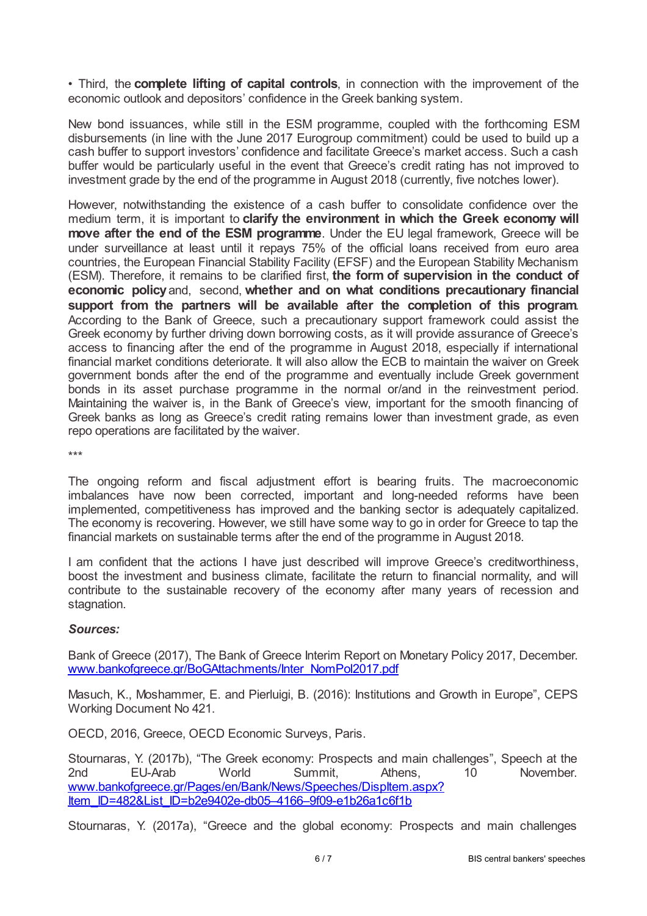• Third, the **complete lifting of capital controls**, in connection with the improvement of the economic outlook and depositors' confidence in the Greek banking system.

New bond issuances, while still in the ESM programme, coupled with the forthcoming ESM disbursements (in line with the June 2017 Eurogroup commitment) could be used to build up a cash buffer to support investors' confidence and facilitate Greece's market access. Such a cash buffer would be particularly useful in the event that Greece's credit rating has not improved to investment grade by the end of the programme in August 2018 (currently, five notches lower).

However, notwithstanding the existence of a cash buffer to consolidate confidence over the medium term, it is important to **clarify the environment in which the Greek economy will move after the end of the ESM programme**. Under the EU legal framework, Greece will be under surveillance at least until it repays 75% of the official loans received from euro area countries, the European Financial Stability Facility (EFSF) and the European Stability Mechanism (ESM). Therefore, it remains to be clarified first, **the form of supervision in the conduct of economic policy** and, second, **whether and on what conditions precautionary financial support from the partners will be available after the completion of this program**. According to the Bank of Greece, such a precautionary support framework could assist the Greek economy by further driving down borrowing costs, as it will provide assurance of Greece's access to financing after the end of the programme in August 2018, especially if international financial market conditions deteriorate. It will also allow the ECB to maintain the waiver on Greek government bonds after the end of the programme and eventually include Greek government bonds in its asset purchase programme in the normal or/and in the reinvestment period. Maintaining the waiver is, in the Bank of Greece's view, important for the smooth financing of Greek banks as long as Greece's credit rating remains lower than investment grade, as even repo operations are facilitated by the waiver.

***

The ongoing reform and fiscal adjustment effort is bearing fruits. The macroeconomic imbalances have now been corrected, important and long-needed reforms have been implemented, competitiveness has improved and the banking sector is adequately capitalized. The economy is recovering. However, we still have some way to go in order for Greece to tap the financial markets on sustainable terms after the end of the programme in August 2018.

I am confident that the actions I have just described will improve Greece's creditworthiness, boost the investment and business climate, facilitate the return to financial normality, and will contribute to the sustainable recovery of the economy after many years of recession and stagnation.

***Sources:***

Bank of Greece (2017), The Bank of Greece Interim Report on Monetary Policy 2017, December. [www.bankofgreece.gr/BoGAttachments/Inter_NomPol2017.pdf](www.bankofgreece.gr/BoGAttachments/Inter_NomPol2017.pdf)

Masuch, K., Moshammer, E. and Pierluigi, B. (2016): Institutions and Growth in Europe", CEPS Working Document No 421.

OECD, 2016, Greece, OECD Economic Surveys, Paris.

Stournaras, Y. (2017b), "The Greek economy: Prospects and main challenges", Speech at the 2nd EU-Arab World Summit, Athens, 10 November. [www.bankofgreece.gr/Pages/en/Bank/News/Speeches/DispItem.aspx?Item_ID=482&List_ID=b2e9402e-db05–4166–9f09-e1b26a1c6f1b](www.bankofgreece.gr/Pages/en/Bank/News/Speeches/DispItem.aspx?Item_ID=482&List_ID=b2e9402e-db05–4166–9f09-e1b26a1c6f1b)

Stournaras, Y. (2017a), "Greece and the global economy: Prospects and main challenges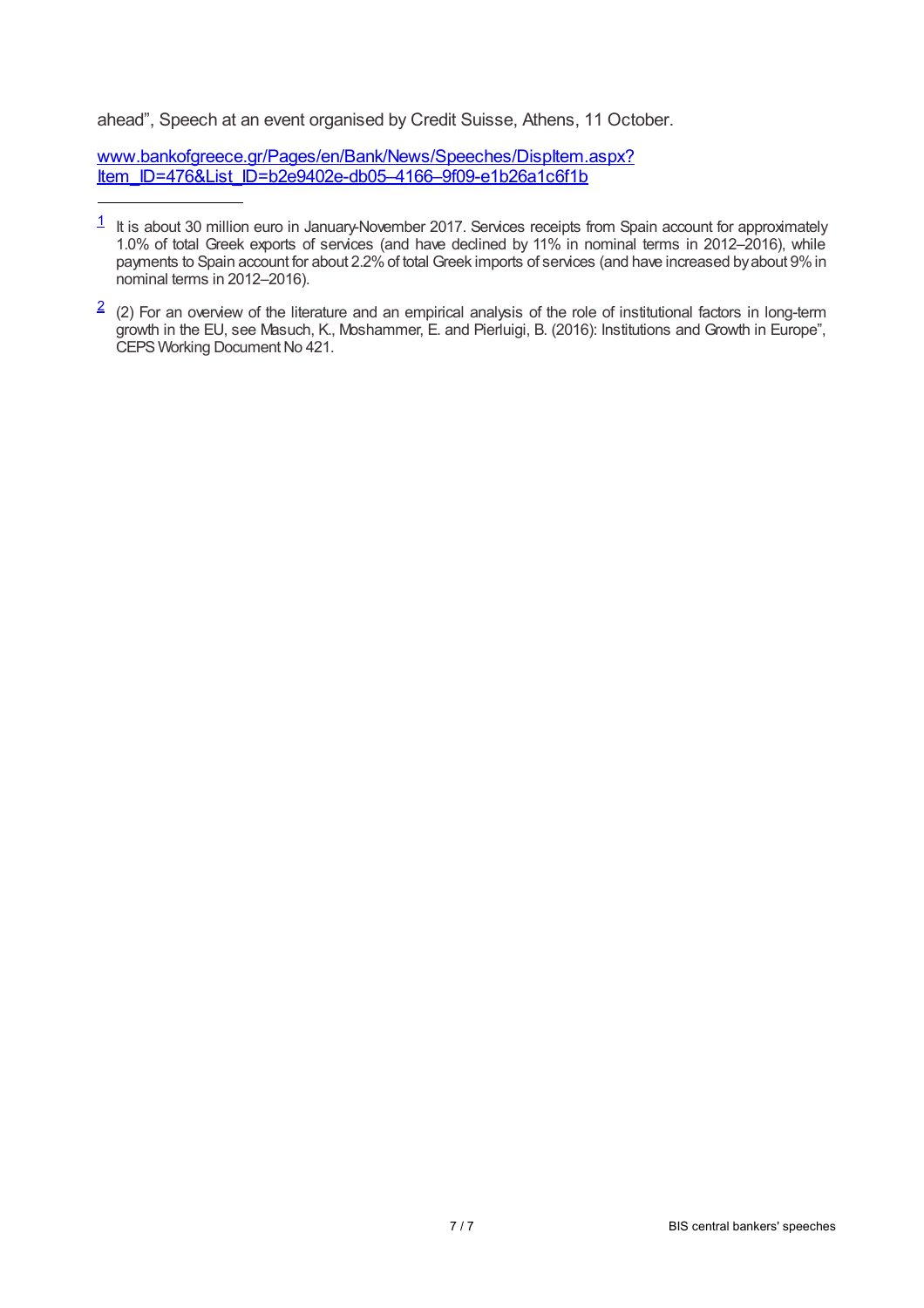ahead", Speech at an event organised by Credit Suisse, Athens, 11 October.

[www.bankofgreece.gr/Pages/en/Bank/News/Speeches/DispItem.aspx?Item_ID=476&List_ID=b2e9402e-db05–4166–9f09-e1b26a1c6f1b](www.bankofgreece.gr/Pages/en/Bank/News/Speeches/DispItem.aspx?Item_ID=476&List_ID=b2e9402e-db05–4166–9f09-e1b26a1c6f1b)

---

[1] It is about 30 million euro in January-November 2017. Services receipts from Spain account for approximately 1.0% of total Greek exports of services (and have declined by 11% in nominal terms in 2012–2016), while payments to Spain account for about 2.2% of total Greek imports of services (and have increased by about 9% in nominal terms in 2012–2016).

[2] (2) For an overview of the literature and an empirical analysis of the role of institutional factors in long-term growth in the EU, see Masuch, K., Moshammer, E. and Pierluigi, B. (2016): Institutions and Growth in Europe", CEPS Working Document No 421.